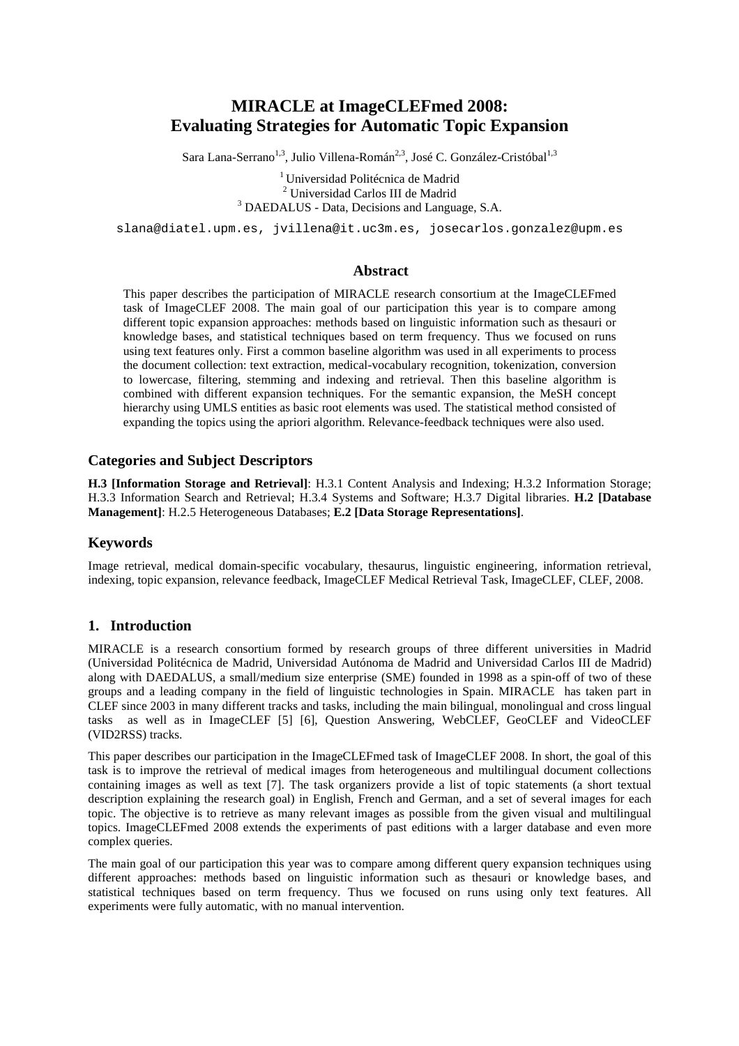# MIRACLE at ImageCLEFmed 2008: Evaluating Strategies for Automatic Topic Expansion

Sara Lana-Serrano[1,3], Julio Villena-Román[2,3], José C. González-Cristóbal[1,3]

[1] Universidad Politécnica de Madrid
[2] Universidad Carlos III de Madrid
[3] DAEDALUS - Data, Decisions and Language, S.A.

slana@diatel.upm.es, jvillena@it.uc3m.es, josecarlos.gonzalez@upm.es

## Abstract

This paper describes the participation of MIRACLE research consortium at the ImageCLEFmed task of ImageCLEF 2008. The main goal of our participation this year is to compare among different topic expansion approaches: methods based on linguistic information such as thesauri or knowledge bases, and statistical techniques based on term frequency. Thus we focused on runs using text features only. First a common baseline algorithm was used in all experiments to process the document collection: text extraction, medical-vocabulary recognition, tokenization, conversion to lowercase, filtering, stemming and indexing and retrieval. Then this baseline algorithm is combined with different expansion techniques. For the semantic expansion, the MeSH concept hierarchy using UMLS entities as basic root elements was used. The statistical method consisted of expanding the topics using the apriori algorithm. Relevance-feedback techniques were also used.

## Categories and Subject Descriptors

**H.3 [Information Storage and Retrieval]**: H.3.1 Content Analysis and Indexing; H.3.2 Information Storage; H.3.3 Information Search and Retrieval; H.3.4 Systems and Software; H.3.7 Digital libraries. **H.2 [Database Management]**: H.2.5 Heterogeneous Databases; **E.2 [Data Storage Representations]**.

## Keywords

Image retrieval, medical domain-specific vocabulary, thesaurus, linguistic engineering, information retrieval, indexing, topic expansion, relevance feedback, ImageCLEF Medical Retrieval Task, ImageCLEF, CLEF, 2008.

## 1. Introduction

MIRACLE is a research consortium formed by research groups of three different universities in Madrid (Universidad Politécnica de Madrid, Universidad Autónoma de Madrid and Universidad Carlos III de Madrid) along with DAEDALUS, a small/medium size enterprise (SME) founded in 1998 as a spin-off of two of these groups and a leading company in the field of linguistic technologies in Spain. MIRACLE has taken part in CLEF since 2003 in many different tracks and tasks, including the main bilingual, monolingual and cross lingual tasks as well as in ImageCLEF [5] [6], Question Answering, WebCLEF, GeoCLEF and VideoCLEF (VID2RSS) tracks.

This paper describes our participation in the ImageCLEFmed task of ImageCLEF 2008. In short, the goal of this task is to improve the retrieval of medical images from heterogeneous and multilingual document collections containing images as well as text [7]. The task organizers provide a list of topic statements (a short textual description explaining the research goal) in English, French and German, and a set of several images for each topic. The objective is to retrieve as many relevant images as possible from the given visual and multilingual topics. ImageCLEFmed 2008 extends the experiments of past editions with a larger database and even more complex queries.

The main goal of our participation this year was to compare among different query expansion techniques using different approaches: methods based on linguistic information such as thesauri or knowledge bases, and statistical techniques based on term frequency. Thus we focused on runs using only text features. All experiments were fully automatic, with no manual intervention.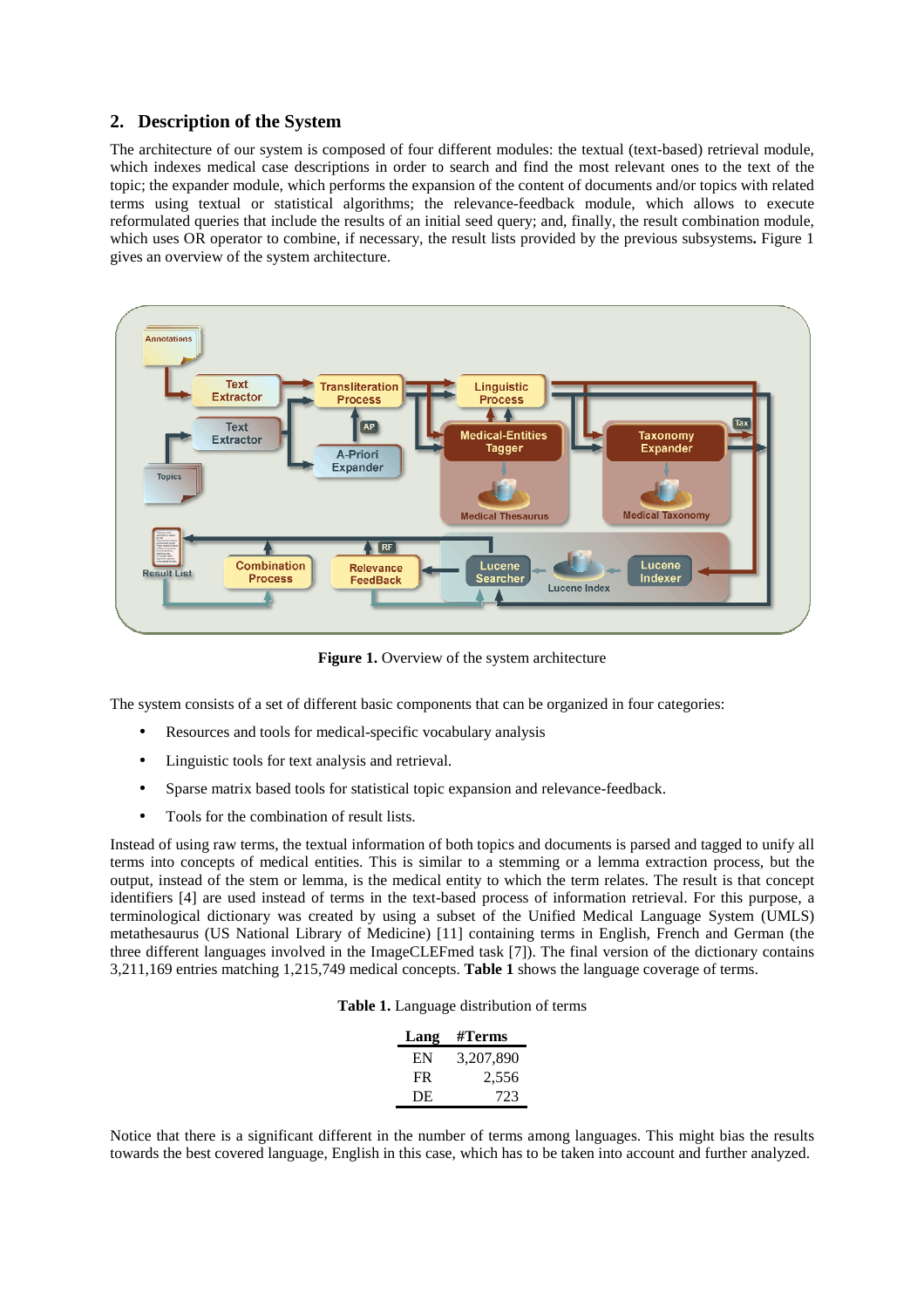## 2. Description of the System

The architecture of our system is composed of four different modules: the textual (text-based) retrieval module, which indexes medical case descriptions in order to search and find the most relevant ones to the text of the topic; the expander module, which performs the expansion of the content of documents and/or topics with related terms using textual or statistical algorithms; the relevance-feedback module, which allows to execute reformulated queries that include the results of an initial seed query; and, finally, the result combination module, which uses OR operator to combine, if necessary, the result lists provided by the previous subsystems. Figure 1 gives an overview of the system architecture.

**Figure 1.** Overview of the system architecture

The system consists of a set of different basic components that can be organized in four categories:

- Resources and tools for medical-specific vocabulary analysis
- Linguistic tools for text analysis and retrieval.
- Sparse matrix based tools for statistical topic expansion and relevance-feedback.
- Tools for the combination of result lists.

Instead of using raw terms, the textual information of both topics and documents is parsed and tagged to unify all terms into concepts of medical entities. This is similar to a stemming or a lemma extraction process, but the output, instead of the stem or lemma, is the medical entity to which the term relates. The result is that concept identifiers [4] are used instead of terms in the text-based process of information retrieval. For this purpose, a terminological dictionary was created by using a subset of the Unified Medical Language System (UMLS) metathesaurus (US National Library of Medicine) [11] containing terms in English, French and German (the three different languages involved in the ImageCLEFmed task [7]). The final version of the dictionary contains 3,211,169 entries matching 1,215,749 medical concepts. **Table 1** shows the language coverage of terms.

**Table 1.** Language distribution of terms

| Lang | #Terms |
|---|---|
| EN | 3,207,890 |
| FR | 2,556 |
| DE | 723 |

Notice that there is a significant different in the number of terms among languages. This might bias the results towards the best covered language, English in this case, which has to be taken into account and further analyzed.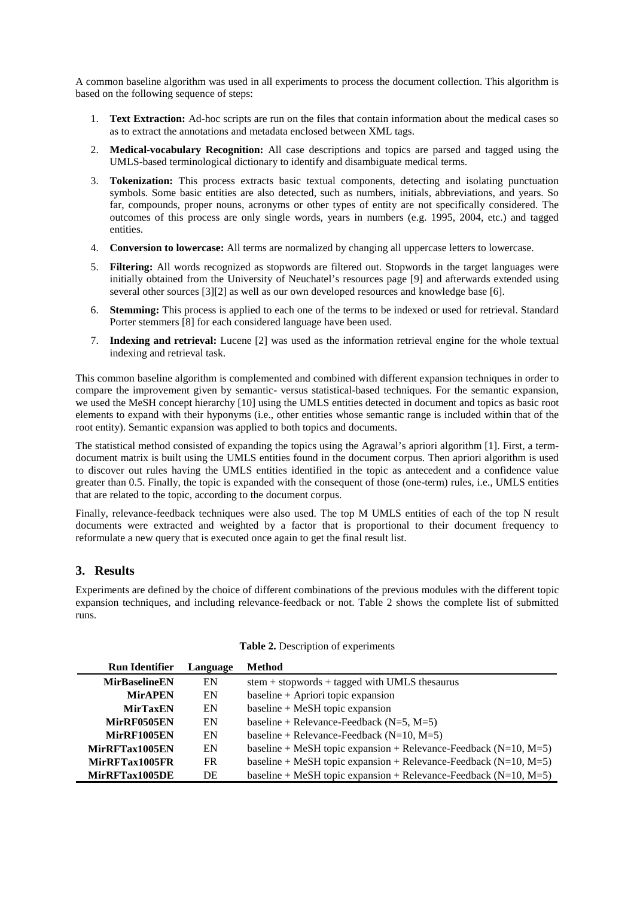A common baseline algorithm was used in all experiments to process the document collection. This algorithm is based on the following sequence of steps:

1. **Text Extraction:** Ad-hoc scripts are run on the files that contain information about the medical cases so as to extract the annotations and metadata enclosed between XML tags.
2. **Medical-vocabulary Recognition:** All case descriptions and topics are parsed and tagged using the UMLS-based terminological dictionary to identify and disambiguate medical terms.
3. **Tokenization:** This process extracts basic textual components, detecting and isolating punctuation symbols. Some basic entities are also detected, such as numbers, initials, abbreviations, and years. So far, compounds, proper nouns, acronyms or other types of entity are not specifically considered. The outcomes of this process are only single words, years in numbers (e.g. 1995, 2004, etc.) and tagged entities.
4. **Conversion to lowercase:** All terms are normalized by changing all uppercase letters to lowercase.
5. **Filtering:** All words recognized as stopwords are filtered out. Stopwords in the target languages were initially obtained from the University of Neuchatel's resources page [9] and afterwards extended using several other sources [3][2] as well as our own developed resources and knowledge base [6].
6. **Stemming:** This process is applied to each one of the terms to be indexed or used for retrieval. Standard Porter stemmers [8] for each considered language have been used.
7. **Indexing and retrieval:** Lucene [2] was used as the information retrieval engine for the whole textual indexing and retrieval task.

This common baseline algorithm is complemented and combined with different expansion techniques in order to compare the improvement given by semantic- versus statistical-based techniques. For the semantic expansion, we used the MeSH concept hierarchy [10] using the UMLS entities detected in document and topics as basic root elements to expand with their hyponyms (i.e., other entities whose semantic range is included within that of the root entity). Semantic expansion was applied to both topics and documents.

The statistical method consisted of expanding the topics using the Agrawal's apriori algorithm [1]. First, a term-document matrix is built using the UMLS entities found in the document corpus. Then apriori algorithm is used to discover out rules having the UMLS entities identified in the topic as antecedent and a confidence value greater than 0.5. Finally, the topic is expanded with the consequent of those (one-term) rules, i.e., UMLS entities that are related to the topic, according to the document corpus.

Finally, relevance-feedback techniques were also used. The top M UMLS entities of each of the top N result documents were extracted and weighted by a factor that is proportional to their document frequency to reformulate a new query that is executed once again to get the final result list.

## 3. Results

Experiments are defined by the choice of different combinations of the previous modules with the different topic expansion techniques, and including relevance-feedback or not. Table 2 shows the complete list of submitted runs.

**Table 2.** Description of experiments

| Run Identifier | Language | Method |
|---|---|---|
| **MirBaselineEN** | EN | stem + stopwords + tagged with UMLS thesaurus |
| **MirAPEN** | EN | baseline + Apriori topic expansion |
| **MirTaxEN** | EN | baseline + MeSH topic expansion |
| **MirRF0505EN** | EN | baseline + Relevance-Feedback (N=5, M=5) |
| **MirRF1005EN** | EN | baseline + Relevance-Feedback (N=10, M=5) |
| **MirRFTax1005EN** | EN | baseline + MeSH topic expansion + Relevance-Feedback (N=10, M=5) |
| **MirRFTax1005FR** | FR | baseline + MeSH topic expansion + Relevance-Feedback (N=10, M=5) |
| **MirRFTax1005DE** | DE | baseline + MeSH topic expansion + Relevance-Feedback (N=10, M=5) |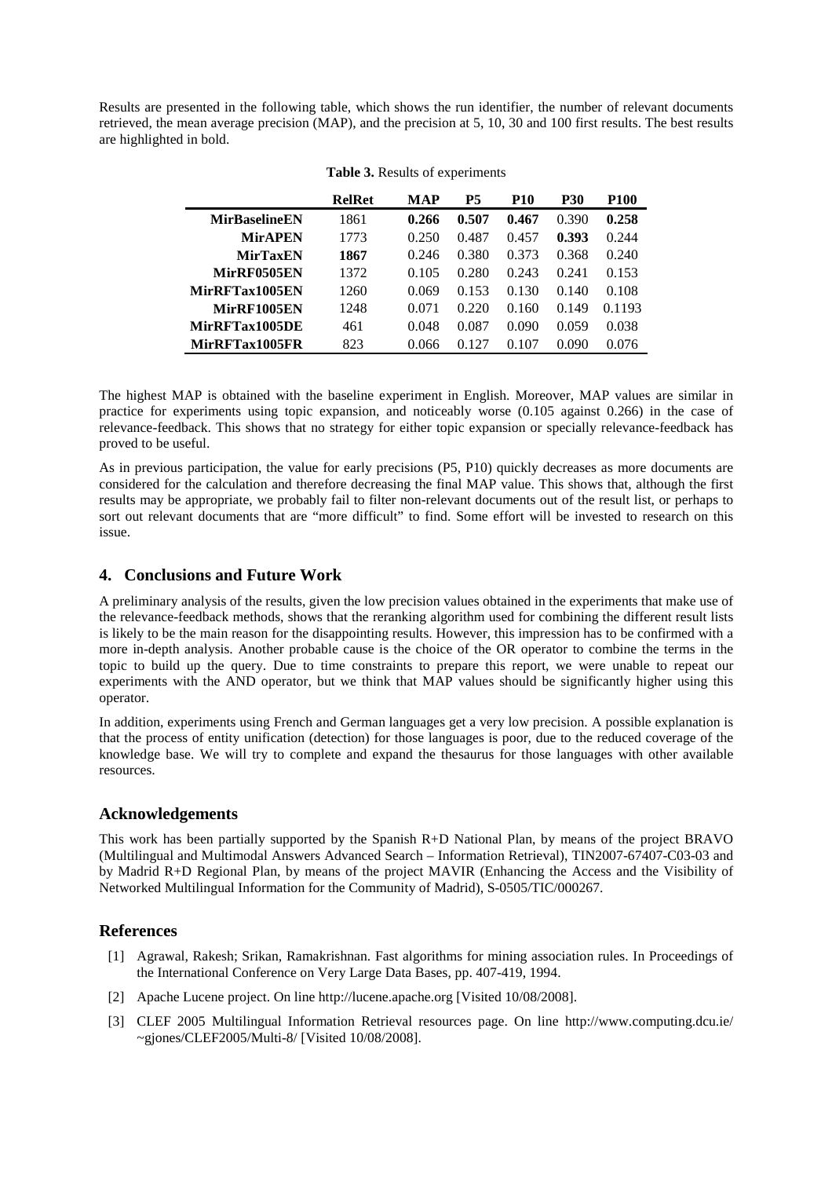Results are presented in the following table, which shows the run identifier, the number of relevant documents retrieved, the mean average precision (MAP), and the precision at 5, 10, 30 and 100 first results. The best results are highlighted in bold.

**Table 3.** Results of experiments

| | RelRet | MAP | P5 | P10 | P30 | P100 |
|---|---|---|---|---|---|---|
| **MirBaselineEN** | 1861 | **0.266** | **0.507** | **0.467** | 0.390 | **0.258** |
| **MirAPEN** | 1773 | 0.250 | 0.487 | 0.457 | **0.393** | 0.244 |
| **MirTaxEN** | **1867** | 0.246 | 0.380 | 0.373 | 0.368 | 0.240 |
| **MirRF0505EN** | 1372 | 0.105 | 0.280 | 0.243 | 0.241 | 0.153 |
| **MirRFTax1005EN** | 1260 | 0.069 | 0.153 | 0.130 | 0.140 | 0.108 |
| **MirRF1005EN** | 1248 | 0.071 | 0.220 | 0.160 | 0.149 | 0.1193 |
| **MirRFTax1005DE** | 461 | 0.048 | 0.087 | 0.090 | 0.059 | 0.038 |
| **MirRFTax1005FR** | 823 | 0.066 | 0.127 | 0.107 | 0.090 | 0.076 |

The highest MAP is obtained with the baseline experiment in English. Moreover, MAP values are similar in practice for experiments using topic expansion, and noticeably worse (0.105 against 0.266) in the case of relevance-feedback. This shows that no strategy for either topic expansion or specially relevance-feedback has proved to be useful.

As in previous participation, the value for early precisions (P5, P10) quickly decreases as more documents are considered for the calculation and therefore decreasing the final MAP value. This shows that, although the first results may be appropriate, we probably fail to filter non-relevant documents out of the result list, or perhaps to sort out relevant documents that are "more difficult" to find. Some effort will be invested to research on this issue.

## 4. Conclusions and Future Work

A preliminary analysis of the results, given the low precision values obtained in the experiments that make use of the relevance-feedback methods, shows that the reranking algorithm used for combining the different result lists is likely to be the main reason for the disappointing results. However, this impression has to be confirmed with a more in-depth analysis. Another probable cause is the choice of the OR operator to combine the terms in the topic to build up the query. Due to time constraints to prepare this report, we were unable to repeat our experiments with the AND operator, but we think that MAP values should be significantly higher using this operator.

In addition, experiments using French and German languages get a very low precision. A possible explanation is that the process of entity unification (detection) for those languages is poor, due to the reduced coverage of the knowledge base. We will try to complete and expand the thesaurus for those languages with other available resources.

## Acknowledgements

This work has been partially supported by the Spanish R+D National Plan, by means of the project BRAVO (Multilingual and Multimodal Answers Advanced Search – Information Retrieval), TIN2007-67407-C03-03 and by Madrid R+D Regional Plan, by means of the project MAVIR (Enhancing the Access and the Visibility of Networked Multilingual Information for the Community of Madrid), S-0505/TIC/000267.

## References

[1] Agrawal, Rakesh; Srikan, Ramakrishnan. Fast algorithms for mining association rules. In Proceedings of the International Conference on Very Large Data Bases, pp. 407-419, 1994.

[2] Apache Lucene project. On line http://lucene.apache.org [Visited 10/08/2008].

[3] CLEF 2005 Multilingual Information Retrieval resources page. On line http://www.computing.dcu.ie/~gjones/CLEF2005/Multi-8/ [Visited 10/08/2008].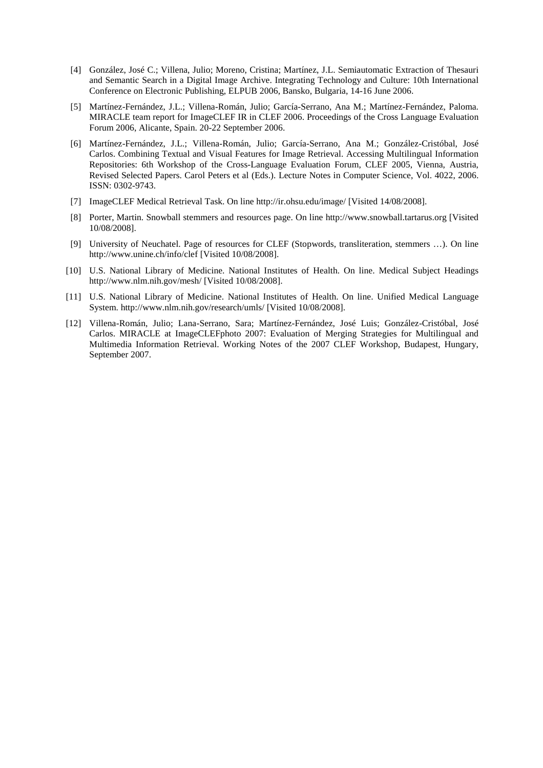[4] González, José C.; Villena, Julio; Moreno, Cristina; Martínez, J.L. Semiautomatic Extraction of Thesauri and Semantic Search in a Digital Image Archive. Integrating Technology and Culture: 10th International Conference on Electronic Publishing, ELPUB 2006, Bansko, Bulgaria, 14-16 June 2006.

[5] Martínez-Fernández, J.L.; Villena-Román, Julio; García-Serrano, Ana M.; Martínez-Fernández, Paloma. MIRACLE team report for ImageCLEF IR in CLEF 2006. Proceedings of the Cross Language Evaluation Forum 2006, Alicante, Spain. 20-22 September 2006.

[6] Martínez-Fernández, J.L.; Villena-Román, Julio; García-Serrano, Ana M.; González-Cristóbal, José Carlos. Combining Textual and Visual Features for Image Retrieval. Accessing Multilingual Information Repositories: 6th Workshop of the Cross-Language Evaluation Forum, CLEF 2005, Vienna, Austria, Revised Selected Papers. Carol Peters et al (Eds.). Lecture Notes in Computer Science, Vol. 4022, 2006. ISSN: 0302-9743.

[7] ImageCLEF Medical Retrieval Task. On line http://ir.ohsu.edu/image/ [Visited 14/08/2008].

[8] Porter, Martin. Snowball stemmers and resources page. On line http://www.snowball.tartarus.org [Visited 10/08/2008].

[9] University of Neuchatel. Page of resources for CLEF (Stopwords, transliteration, stemmers …). On line http://www.unine.ch/info/clef [Visited 10/08/2008].

[10] U.S. National Library of Medicine. National Institutes of Health. On line. Medical Subject Headings http://www.nlm.nih.gov/mesh/ [Visited 10/08/2008].

[11] U.S. National Library of Medicine. National Institutes of Health. On line. Unified Medical Language System. http://www.nlm.nih.gov/research/umls/ [Visited 10/08/2008].

[12] Villena-Román, Julio; Lana-Serrano, Sara; Martínez-Fernández, José Luis; González-Cristóbal, José Carlos. MIRACLE at ImageCLEFphoto 2007: Evaluation of Merging Strategies for Multilingual and Multimedia Information Retrieval. Working Notes of the 2007 CLEF Workshop, Budapest, Hungary, September 2007.